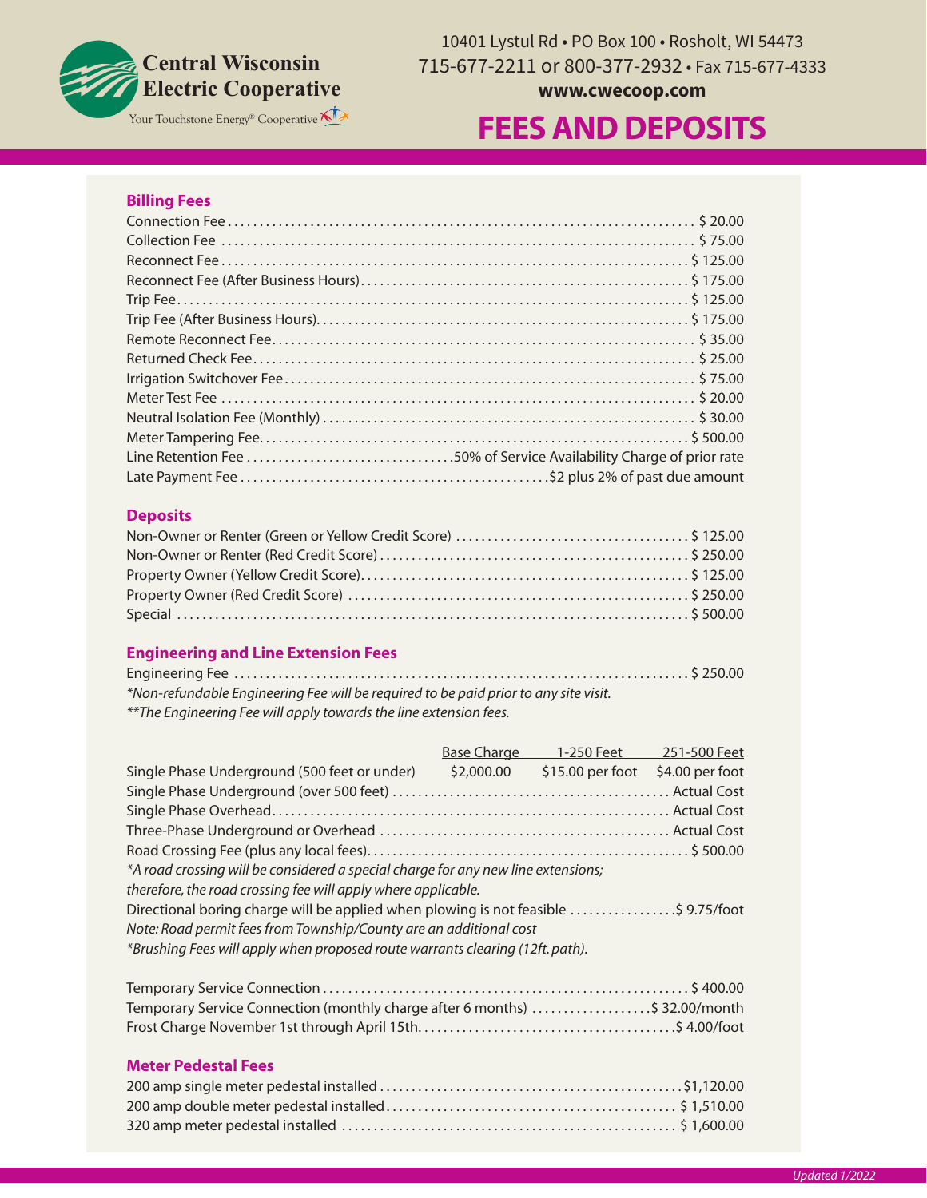**Central Wisconsin Electric Cooperative**

Your Touchstone Energy® Cooperative

10401 Lystul Rd • PO Box 100 • Rosholt, WI 54473
715-677-2211 or 800-377-2932 • Fax 715-677-4333
**www.cwecoop.com**

# FEES AND DEPOSITS

## Billing Fees

| Fee | Amount |
|---|---|
| Connection Fee | $ 20.00 |
| Collection Fee | $ 75.00 |
| Reconnect Fee | $ 125.00 |
| Reconnect Fee (After Business Hours) | $ 175.00 |
| Trip Fee | $ 125.00 |
| Trip Fee (After Business Hours) | $ 175.00 |
| Remote Reconnect Fee | $ 35.00 |
| Returned Check Fee | $ 25.00 |
| Irrigation Switchover Fee | $ 75.00 |
| Meter Test Fee | $ 20.00 |
| Neutral Isolation Fee (Monthly) | $ 30.00 |
| Meter Tampering Fee | $ 500.00 |
| Line Retention Fee | 50% of Service Availability Charge of prior rate |
| Late Payment Fee | $2 plus 2% of past due amount |

## Deposits

| Deposit | Amount |
|---|---|
| Non-Owner or Renter (Green or Yellow Credit Score) | $ 125.00 |
| Non-Owner or Renter (Red Credit Score) | $ 250.00 |
| Property Owner (Yellow Credit Score) | $ 125.00 |
| Property Owner (Red Credit Score) | $ 250.00 |
| Special | $ 500.00 |

## Engineering and Line Extension Fees

Engineering Fee ........ $ 250.00

*\*Non-refundable Engineering Fee will be required to be paid prior to any site visit.*
*\*\*The Engineering Fee will apply towards the line extension fees.*

| | Base Charge | 1-250 Feet | 251-500 Feet |
|---|---|---|---|
| Single Phase Underground (500 feet or under) | $2,000.00 | $15.00 per foot | $4.00 per foot |

| Item | Amount |
|---|---|
| Single Phase Underground (over 500 feet) | Actual Cost |
| Single Phase Overhead | Actual Cost |
| Three-Phase Underground or Overhead | Actual Cost |
| Road Crossing Fee (plus any local fees) | $ 500.00 |

*\*A road crossing will be considered a special charge for any new line extensions; therefore, the road crossing fee will apply where applicable.*

Directional boring charge will be applied when plowing is not feasible ........ $ 9.75/foot

*Note: Road permit fees from Township/County are an additional cost*
*\*Brushing Fees will apply when proposed route warrants clearing (12ft. path).*

| Item | Amount |
|---|---|
| Temporary Service Connection | $ 400.00 |
| Temporary Service Connection (monthly charge after 6 months) | $ 32.00/month |
| Frost Charge November 1st through April 15th | $ 4.00/foot |

## Meter Pedestal Fees

| Item | Amount |
|---|---|
| 200 amp single meter pedestal installed | $1,120.00 |
| 200 amp double meter pedestal installed | $ 1,510.00 |
| 320 amp meter pedestal installed | $ 1,600.00 |

*Updated 1/2022*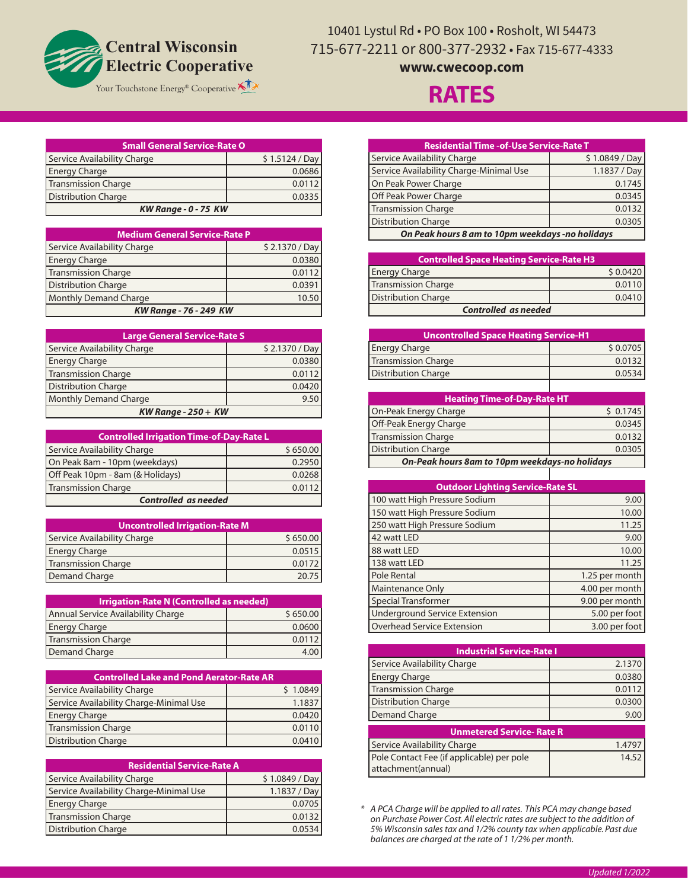# Central Wisconsin Electric Cooperative

Your Touchstone Energy® Cooperative

10401 Lystul Rd • PO Box 100 • Rosholt, WI 54473
715-677-2211 or 800-377-2932 • Fax 715-677-4333
**www.cwecoop.com**

## RATES

| Small General Service-Rate O | |
|---|---|
| Service Availability Charge | $ 1.5124 / Day |
| Energy Charge | 0.0686 |
| Transmission Charge | 0.0112 |
| Distribution Charge | 0.0335 |
| ***KW Range - 0 - 75 KW*** | |

| Medium General Service-Rate P | |
|---|---|
| Service Availability Charge | $ 2.1370 / Day |
| Energy Charge | 0.0380 |
| Transmission Charge | 0.0112 |
| Distribution Charge | 0.0391 |
| Monthly Demand Charge | 10.50 |
| ***KW Range - 76 - 249 KW*** | |

| Large General Service-Rate S | |
|---|---|
| Service Availability Charge | $ 2.1370 / Day |
| Energy Charge | 0.0380 |
| Transmission Charge | 0.0112 |
| Distribution Charge | 0.0420 |
| Monthly Demand Charge | 9.50 |
| ***KW Range - 250 + KW*** | |

| Controlled Irrigation Time-of-Day-Rate L | |
|---|---|
| Service Availability Charge | $ 650.00 |
| On Peak 8am - 10pm (weekdays) | 0.2950 |
| Off Peak 10pm - 8am (& Holidays) | 0.0268 |
| Transmission Charge | 0.0112 |
| ***Controlled as needed*** | |

| Uncontrolled Irrigation-Rate M | |
|---|---|
| Service Availability Charge | $ 650.00 |
| Energy Charge | 0.0515 |
| Transmission Charge | 0.0172 |
| Demand Charge | 20.75 |

| Irrigation-Rate N (Controlled as needed) | |
|---|---|
| Annual Service Availability Charge | $ 650.00 |
| Energy Charge | 0.0600 |
| Transmission Charge | 0.0112 |
| Demand Charge | 4.00 |

| Controlled Lake and Pond Aerator-Rate AR | |
|---|---|
| Service Availability Charge | $ 1.0849 |
| Service Availability Charge-Minimal Use | 1.1837 |
| Energy Charge | 0.0420 |
| Transmission Charge | 0.0110 |
| Distribution Charge | 0.0410 |

| Residential Service-Rate A | |
|---|---|
| Service Availability Charge | $ 1.0849 / Day |
| Service Availability Charge-Minimal Use | 1.1837 / Day |
| Energy Charge | 0.0705 |
| Transmission Charge | 0.0132 |
| Distribution Charge | 0.0534 |

| Residential Time -of-Use Service-Rate T | |
|---|---|
| Service Availability Charge | $ 1.0849 / Day |
| Service Availability Charge-Minimal Use | 1.1837 / Day |
| On Peak Power Charge | 0.1745 |
| Off Peak Power Charge | 0.0345 |
| Transmission Charge | 0.0132 |
| Distribution Charge | 0.0305 |
| ***On Peak hours 8 am to 10pm weekdays -no holidays*** | |

| Controlled Space Heating Service-Rate H3 | |
|---|---|
| Energy Charge | $ 0.0420 |
| Transmission Charge | 0.0110 |
| Distribution Charge | 0.0410 |
| ***Controlled as needed*** | |

| Uncontrolled Space Heating Service-H1 | |
|---|---|
| Energy Charge | $ 0.0705 |
| Transmission Charge | 0.0132 |
| Distribution Charge | 0.0534 |

| Heating Time-of-Day-Rate HT | |
|---|---|
| On-Peak Energy Charge | $ 0.1745 |
| Off-Peak Energy Charge | 0.0345 |
| Transmission Charge | 0.0132 |
| Distribution Charge | 0.0305 |
| ***On-Peak hours 8am to 10pm weekdays-no holidays*** | |

| Outdoor Lighting Service-Rate SL | |
|---|---|
| 100 watt High Pressure Sodium | 9.00 |
| 150 watt High Pressure Sodium | 10.00 |
| 250 watt High Pressure Sodium | 11.25 |
| 42 watt LED | 9.00 |
| 88 watt LED | 10.00 |
| 138 watt LED | 11.25 |
| Pole Rental | 1.25 per month |
| Maintenance Only | 4.00 per month |
| Special Transformer | 9.00 per month |
| Underground Service Extension | 5.00 per foot |
| Overhead Service Extension | 3.00 per foot |

| Industrial Service-Rate I | |
|---|---|
| Service Availability Charge | 2.1370 |
| Energy Charge | 0.0380 |
| Transmission Charge | 0.0112 |
| Distribution Charge | 0.0300 |
| Demand Charge | 9.00 |

| Unmetered Service- Rate R | |
|---|---|
| Service Availability Charge | 1.4797 |
| Pole Contact Fee (if applicable) per pole attachment(annual) | 14.52 |

\* *A PCA Charge will be applied to all rates. This PCA may change based on Purchase Power Cost. All electric rates are subject to the addition of 5% Wisconsin sales tax and 1/2% county tax when applicable. Past due balances are charged at the rate of 1 1/2% per month.*

*Updated 1/2022*